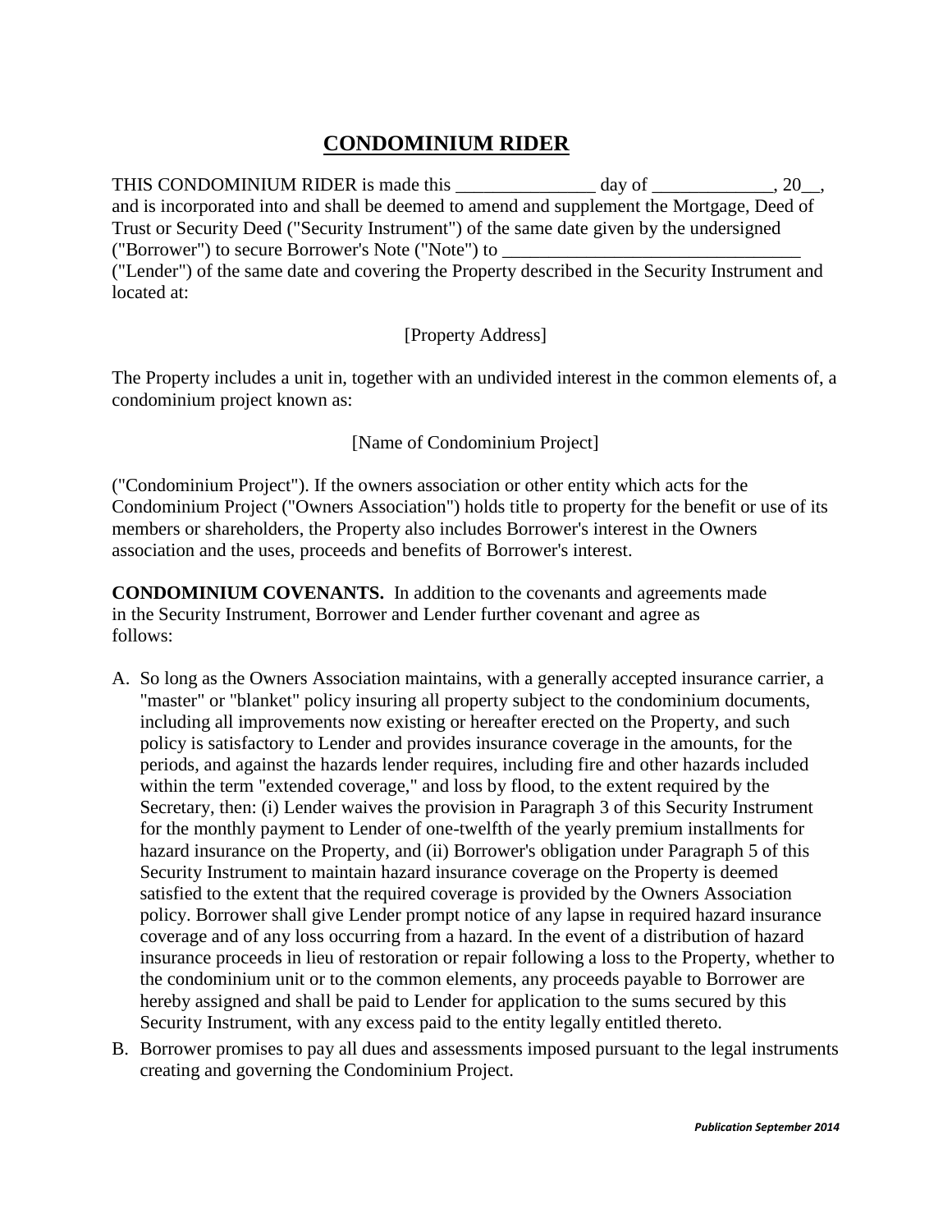# CONDOMINIUM RIDER

THIS CONDOMINIUM RIDER is made this _______________ day of _____________, 20__, and is incorporated into and shall be deemed to amend and supplement the Mortgage, Deed of Trust or Security Deed ("Security Instrument") of the same date given by the undersigned ("Borrower") to secure Borrower's Note ("Note") to ________________________________ ("Lender") of the same date and covering the Property described in the Security Instrument and located at:

[Property Address]

The Property includes a unit in, together with an undivided interest in the common elements of, a condominium project known as:

[Name of Condominium Project]

("Condominium Project"). If the owners association or other entity which acts for the Condominium Project ("Owners Association") holds title to property for the benefit or use of its members or shareholders, the Property also includes Borrower's interest in the Owners association and the uses, proceeds and benefits of Borrower's interest.

**CONDOMINIUM COVENANTS.** In addition to the covenants and agreements made in the Security Instrument, Borrower and Lender further covenant and agree as follows:

A. So long as the Owners Association maintains, with a generally accepted insurance carrier, a "master" or "blanket" policy insuring all property subject to the condominium documents, including all improvements now existing or hereafter erected on the Property, and such policy is satisfactory to Lender and provides insurance coverage in the amounts, for the periods, and against the hazards lender requires, including fire and other hazards included within the term "extended coverage," and loss by flood, to the extent required by the Secretary, then: (i) Lender waives the provision in Paragraph 3 of this Security Instrument for the monthly payment to Lender of one-twelfth of the yearly premium installments for hazard insurance on the Property, and (ii) Borrower's obligation under Paragraph 5 of this Security Instrument to maintain hazard insurance coverage on the Property is deemed satisfied to the extent that the required coverage is provided by the Owners Association policy. Borrower shall give Lender prompt notice of any lapse in required hazard insurance coverage and of any loss occurring from a hazard. In the event of a distribution of hazard insurance proceeds in lieu of restoration or repair following a loss to the Property, whether to the condominium unit or to the common elements, any proceeds payable to Borrower are hereby assigned and shall be paid to Lender for application to the sums secured by this Security Instrument, with any excess paid to the entity legally entitled thereto.

B. Borrower promises to pay all dues and assessments imposed pursuant to the legal instruments creating and governing the Condominium Project.

***Publication September 2014***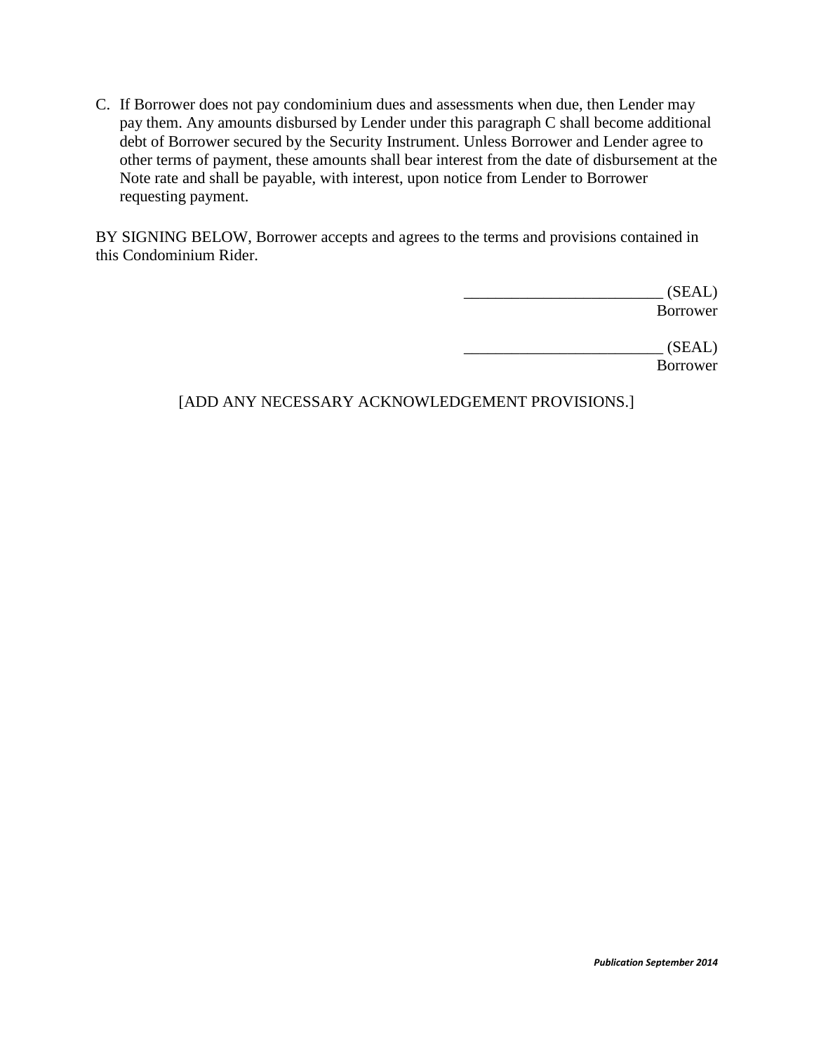C. If Borrower does not pay condominium dues and assessments when due, then Lender may pay them. Any amounts disbursed by Lender under this paragraph C shall become additional debt of Borrower secured by the Security Instrument. Unless Borrower and Lender agree to other terms of payment, these amounts shall bear interest from the date of disbursement at the Note rate and shall be payable, with interest, upon notice from Lender to Borrower requesting payment.

BY SIGNING BELOW, Borrower accepts and agrees to the terms and provisions contained in this Condominium Rider.

_________________________ (SEAL)
Borrower

_________________________ (SEAL)
Borrower

[ADD ANY NECESSARY ACKNOWLEDGEMENT PROVISIONS.]

***Publication September 2014***